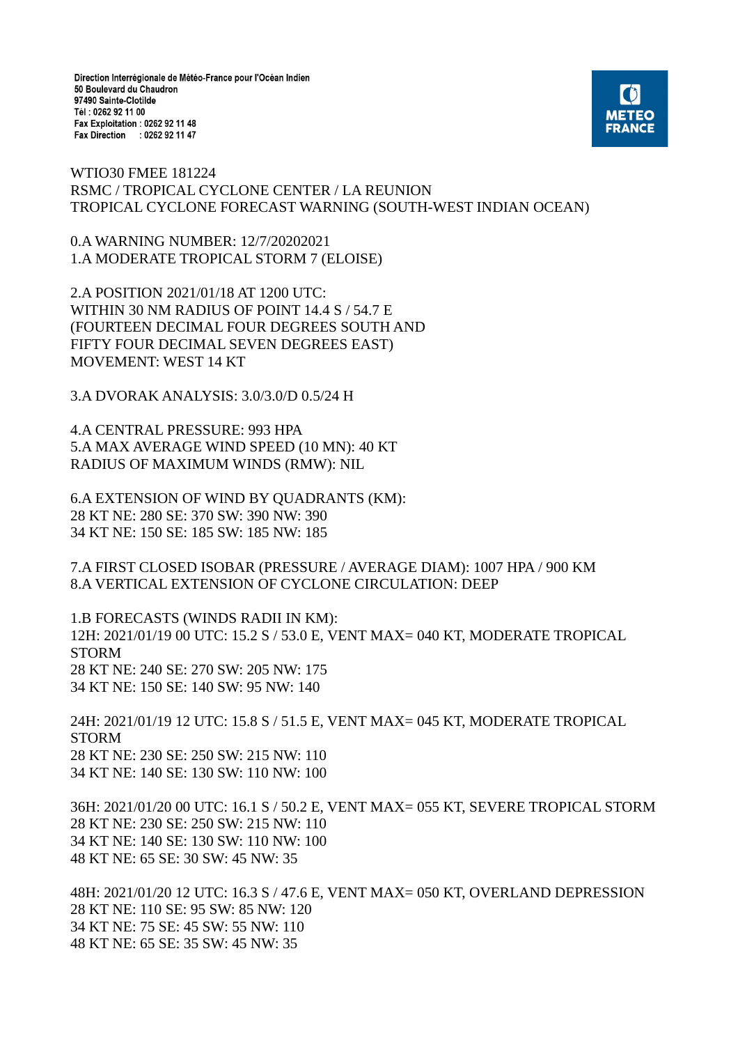Direction Interrégionale de Météo-France pour l'Océan Indien
50 Boulevard du Chaudron
97490 Sainte-Clotilde
Tél : 0262 92 11 00
Fax Exploitation : 0262 92 11 48
Fax Direction : 0262 92 11 47

METEO FRANCE

WTIO30 FMEE 181224
RSMC / TROPICAL CYCLONE CENTER / LA REUNION
TROPICAL CYCLONE FORECAST WARNING (SOUTH-WEST INDIAN OCEAN)

0.A WARNING NUMBER: 12/7/20202021
1.A MODERATE TROPICAL STORM 7 (ELOISE)

2.A POSITION 2021/01/18 AT 1200 UTC:
WITHIN 30 NM RADIUS OF POINT 14.4 S / 54.7 E
(FOURTEEN DECIMAL FOUR DEGREES SOUTH AND
FIFTY FOUR DECIMAL SEVEN DEGREES EAST)
MOVEMENT: WEST 14 KT

3.A DVORAK ANALYSIS: 3.0/3.0/D 0.5/24 H

4.A CENTRAL PRESSURE: 993 HPA
5.A MAX AVERAGE WIND SPEED (10 MN): 40 KT
RADIUS OF MAXIMUM WINDS (RMW): NIL

6.A EXTENSION OF WIND BY QUADRANTS (KM):
28 KT NE: 280 SE: 370 SW: 390 NW: 390
34 KT NE: 150 SE: 185 SW: 185 NW: 185

7.A FIRST CLOSED ISOBAR (PRESSURE / AVERAGE DIAM): 1007 HPA / 900 KM
8.A VERTICAL EXTENSION OF CYCLONE CIRCULATION: DEEP

1.B FORECASTS (WINDS RADII IN KM):
12H: 2021/01/19 00 UTC: 15.2 S / 53.0 E, VENT MAX= 040 KT, MODERATE TROPICAL STORM
28 KT NE: 240 SE: 270 SW: 205 NW: 175
34 KT NE: 150 SE: 140 SW: 95 NW: 140

24H: 2021/01/19 12 UTC: 15.8 S / 51.5 E, VENT MAX= 045 KT, MODERATE TROPICAL STORM
28 KT NE: 230 SE: 250 SW: 215 NW: 110
34 KT NE: 140 SE: 130 SW: 110 NW: 100

36H: 2021/01/20 00 UTC: 16.1 S / 50.2 E, VENT MAX= 055 KT, SEVERE TROPICAL STORM
28 KT NE: 230 SE: 250 SW: 215 NW: 110
34 KT NE: 140 SE: 130 SW: 110 NW: 100
48 KT NE: 65 SE: 30 SW: 45 NW: 35

48H: 2021/01/20 12 UTC: 16.3 S / 47.6 E, VENT MAX= 050 KT, OVERLAND DEPRESSION
28 KT NE: 110 SE: 95 SW: 85 NW: 120
34 KT NE: 75 SE: 45 SW: 55 NW: 110
48 KT NE: 65 SE: 35 SW: 45 NW: 35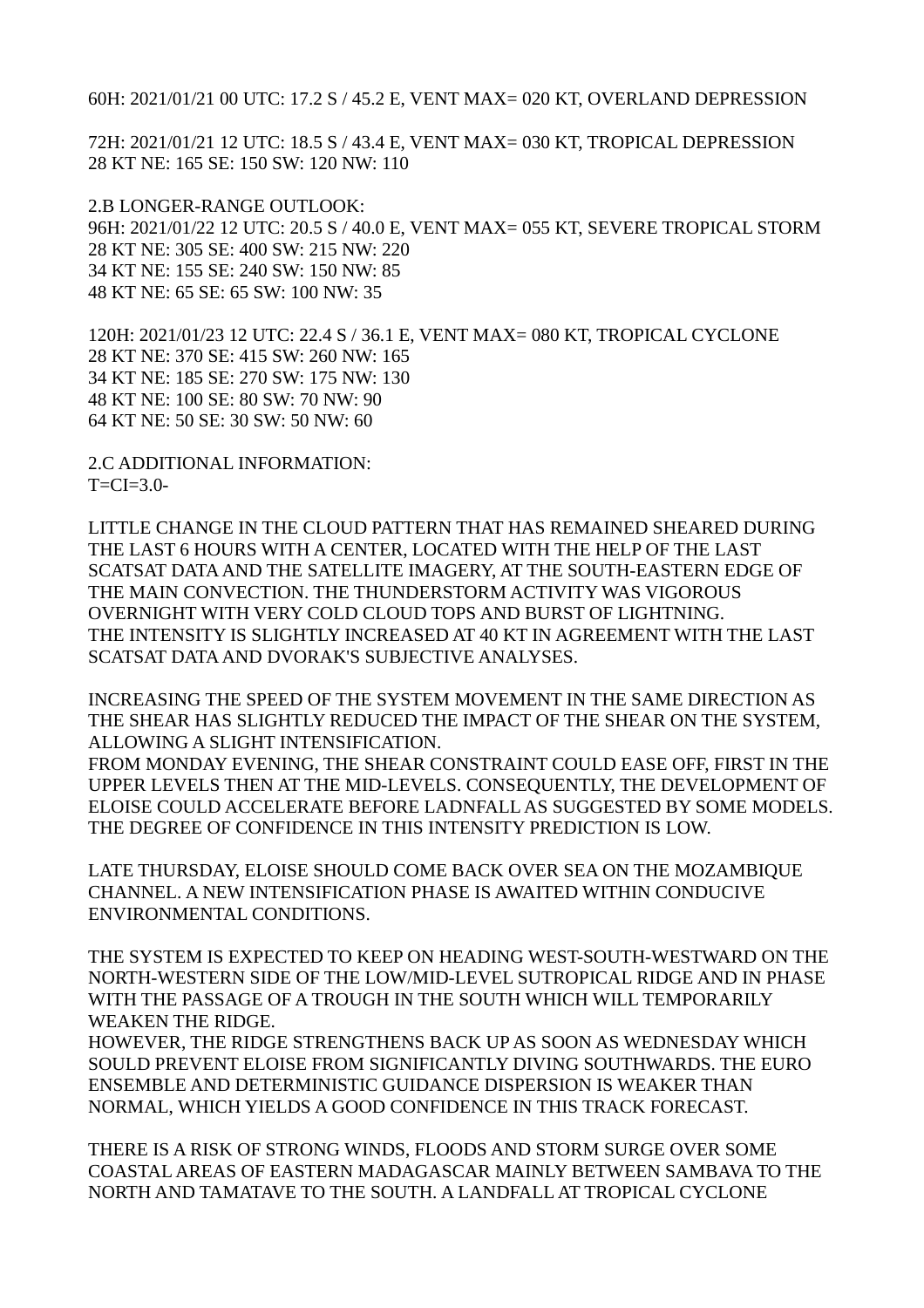60H: 2021/01/21 00 UTC: 17.2 S / 45.2 E, VENT MAX= 020 KT, OVERLAND DEPRESSION

72H: 2021/01/21 12 UTC: 18.5 S / 43.4 E, VENT MAX= 030 KT, TROPICAL DEPRESSION
28 KT NE: 165 SE: 150 SW: 120 NW: 110

2.B LONGER-RANGE OUTLOOK:
96H: 2021/01/22 12 UTC: 20.5 S / 40.0 E, VENT MAX= 055 KT, SEVERE TROPICAL STORM
28 KT NE: 305 SE: 400 SW: 215 NW: 220
34 KT NE: 155 SE: 240 SW: 150 NW: 85
48 KT NE: 65 SE: 65 SW: 100 NW: 35

120H: 2021/01/23 12 UTC: 22.4 S / 36.1 E, VENT MAX= 080 KT, TROPICAL CYCLONE
28 KT NE: 370 SE: 415 SW: 260 NW: 165
34 KT NE: 185 SE: 270 SW: 175 NW: 130
48 KT NE: 100 SE: 80 SW: 70 NW: 90
64 KT NE: 50 SE: 30 SW: 50 NW: 60

2.C ADDITIONAL INFORMATION:
T=CI=3.0-

LITTLE CHANGE IN THE CLOUD PATTERN THAT HAS REMAINED SHEARED DURING THE LAST 6 HOURS WITH A CENTER, LOCATED WITH THE HELP OF THE LAST SCATSAT DATA AND THE SATELLITE IMAGERY, AT THE SOUTH-EASTERN EDGE OF THE MAIN CONVECTION. THE THUNDERSTORM ACTIVITY WAS VIGOROUS OVERNIGHT WITH VERY COLD CLOUD TOPS AND BURST OF LIGHTNING.
THE INTENSITY IS SLIGHTLY INCREASED AT 40 KT IN AGREEMENT WITH THE LAST SCATSAT DATA AND DVORAK'S SUBJECTIVE ANALYSES.

INCREASING THE SPEED OF THE SYSTEM MOVEMENT IN THE SAME DIRECTION AS THE SHEAR HAS SLIGHTLY REDUCED THE IMPACT OF THE SHEAR ON THE SYSTEM, ALLOWING A SLIGHT INTENSIFICATION.
FROM MONDAY EVENING, THE SHEAR CONSTRAINT COULD EASE OFF, FIRST IN THE UPPER LEVELS THEN AT THE MID-LEVELS. CONSEQUENTLY, THE DEVELOPMENT OF ELOISE COULD ACCELERATE BEFORE LADNFALL AS SUGGESTED BY SOME MODELS. THE DEGREE OF CONFIDENCE IN THIS INTENSITY PREDICTION IS LOW.

LATE THURSDAY, ELOISE SHOULD COME BACK OVER SEA ON THE MOZAMBIQUE CHANNEL. A NEW INTENSIFICATION PHASE IS AWAITED WITHIN CONDUCIVE ENVIRONMENTAL CONDITIONS.

THE SYSTEM IS EXPECTED TO KEEP ON HEADING WEST-SOUTH-WESTWARD ON THE NORTH-WESTERN SIDE OF THE LOW/MID-LEVEL SUTROPICAL RIDGE AND IN PHASE WITH THE PASSAGE OF A TROUGH IN THE SOUTH WHICH WILL TEMPORARILY WEAKEN THE RIDGE.
HOWEVER, THE RIDGE STRENGTHENS BACK UP AS SOON AS WEDNESDAY WHICH SOULD PREVENT ELOISE FROM SIGNIFICANTLY DIVING SOUTHWARDS. THE EURO ENSEMBLE AND DETERMINISTIC GUIDANCE DISPERSION IS WEAKER THAN NORMAL, WHICH YIELDS A GOOD CONFIDENCE IN THIS TRACK FORECAST.

THERE IS A RISK OF STRONG WINDS, FLOODS AND STORM SURGE OVER SOME COASTAL AREAS OF EASTERN MADAGASCAR MAINLY BETWEEN SAMBAVA TO THE NORTH AND TAMATAVE TO THE SOUTH. A LANDFALL AT TROPICAL CYCLONE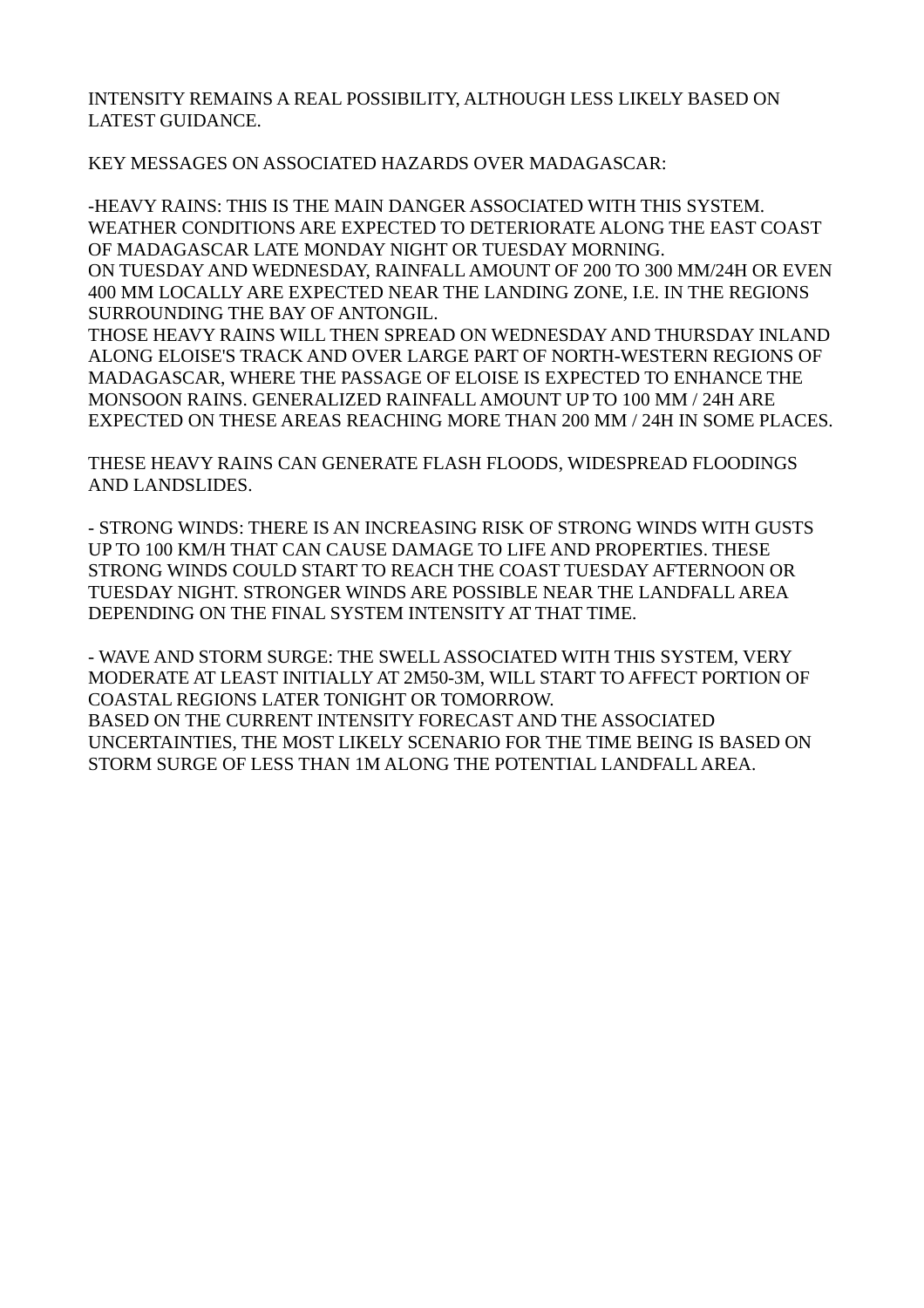INTENSITY REMAINS A REAL POSSIBILITY, ALTHOUGH LESS LIKELY BASED ON LATEST GUIDANCE.

KEY MESSAGES ON ASSOCIATED HAZARDS OVER MADAGASCAR:

-HEAVY RAINS: THIS IS THE MAIN DANGER ASSOCIATED WITH THIS SYSTEM. WEATHER CONDITIONS ARE EXPECTED TO DETERIORATE ALONG THE EAST COAST OF MADAGASCAR LATE MONDAY NIGHT OR TUESDAY MORNING.
ON TUESDAY AND WEDNESDAY, RAINFALL AMOUNT OF 200 TO 300 MM/24H OR EVEN 400 MM LOCALLY ARE EXPECTED NEAR THE LANDING ZONE, I.E. IN THE REGIONS SURROUNDING THE BAY OF ANTONGIL.
THOSE HEAVY RAINS WILL THEN SPREAD ON WEDNESDAY AND THURSDAY INLAND ALONG ELOISE'S TRACK AND OVER LARGE PART OF NORTH-WESTERN REGIONS OF MADAGASCAR, WHERE THE PASSAGE OF ELOISE IS EXPECTED TO ENHANCE THE MONSOON RAINS. GENERALIZED RAINFALL AMOUNT UP TO 100 MM / 24H ARE EXPECTED ON THESE AREAS REACHING MORE THAN 200 MM / 24H IN SOME PLACES.

THESE HEAVY RAINS CAN GENERATE FLASH FLOODS, WIDESPREAD FLOODINGS AND LANDSLIDES.

- STRONG WINDS: THERE IS AN INCREASING RISK OF STRONG WINDS WITH GUSTS UP TO 100 KM/H THAT CAN CAUSE DAMAGE TO LIFE AND PROPERTIES. THESE STRONG WINDS COULD START TO REACH THE COAST TUESDAY AFTERNOON OR TUESDAY NIGHT. STRONGER WINDS ARE POSSIBLE NEAR THE LANDFALL AREA DEPENDING ON THE FINAL SYSTEM INTENSITY AT THAT TIME.

- WAVE AND STORM SURGE: THE SWELL ASSOCIATED WITH THIS SYSTEM, VERY MODERATE AT LEAST INITIALLY AT 2M50-3M, WILL START TO AFFECT PORTION OF COASTAL REGIONS LATER TONIGHT OR TOMORROW.
BASED ON THE CURRENT INTENSITY FORECAST AND THE ASSOCIATED UNCERTAINTIES, THE MOST LIKELY SCENARIO FOR THE TIME BEING IS BASED ON STORM SURGE OF LESS THAN 1M ALONG THE POTENTIAL LANDFALL AREA.